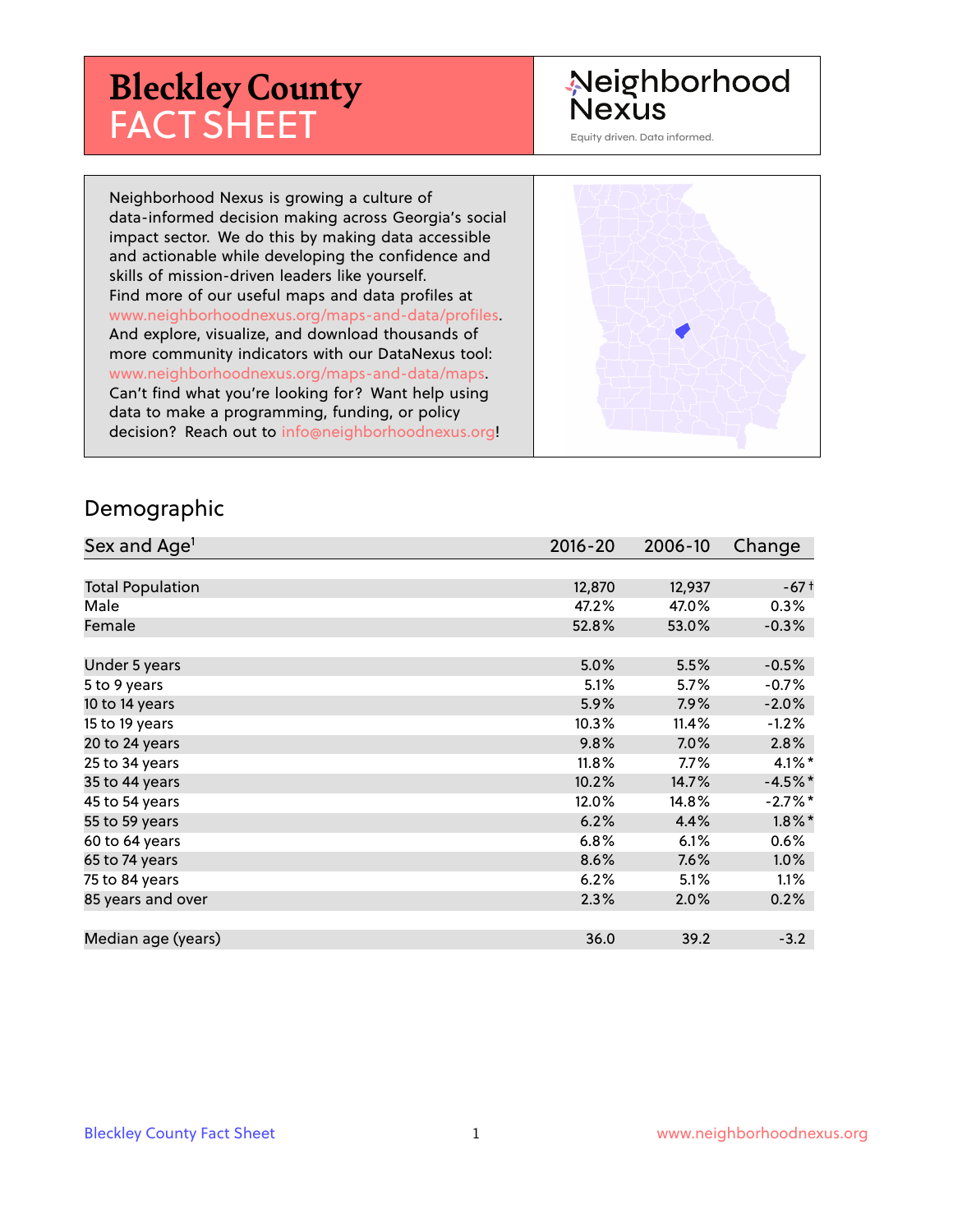# Bleckley County FACT SHEET

Neighborhood Nexus

Equity driven. Data informed.

Neighborhood Nexus is growing a culture of data-informed decision making across Georgia's social impact sector. We do this by making data accessible and actionable while developing the confidence and skills of mission-driven leaders like yourself. Find more of our useful maps and data profiles at www.neighborhoodnexus.org/maps-and-data/profiles. And explore, visualize, and download thousands of more community indicators with our DataNexus tool: www.neighborhoodnexus.org/maps-and-data/maps. Can't find what you're looking for? Want help using data to make a programming, funding, or policy decision? Reach out to info@neighborhoodnexus.org!

## Demographic

| Sex and Age[1] | 2016-20 | 2006-10 | Change |
|---|---|---|---|
| Total Population | 12,870 | 12,937 | -67 † |
| Male | 47.2% | 47.0% | 0.3% |
| Female | 52.8% | 53.0% | -0.3% |
| Under 5 years | 5.0% | 5.5% | -0.5% |
| 5 to 9 years | 5.1% | 5.7% | -0.7% |
| 10 to 14 years | 5.9% | 7.9% | -2.0% |
| 15 to 19 years | 10.3% | 11.4% | -1.2% |
| 20 to 24 years | 9.8% | 7.0% | 2.8% |
| 25 to 34 years | 11.8% | 7.7% | 4.1% * |
| 35 to 44 years | 10.2% | 14.7% | -4.5% * |
| 45 to 54 years | 12.0% | 14.8% | -2.7% * |
| 55 to 59 years | 6.2% | 4.4% | 1.8% * |
| 60 to 64 years | 6.8% | 6.1% | 0.6% |
| 65 to 74 years | 8.6% | 7.6% | 1.0% |
| 75 to 84 years | 6.2% | 5.1% | 1.1% |
| 85 years and over | 2.3% | 2.0% | 0.2% |
| Median age (years) | 36.0 | 39.2 | -3.2 |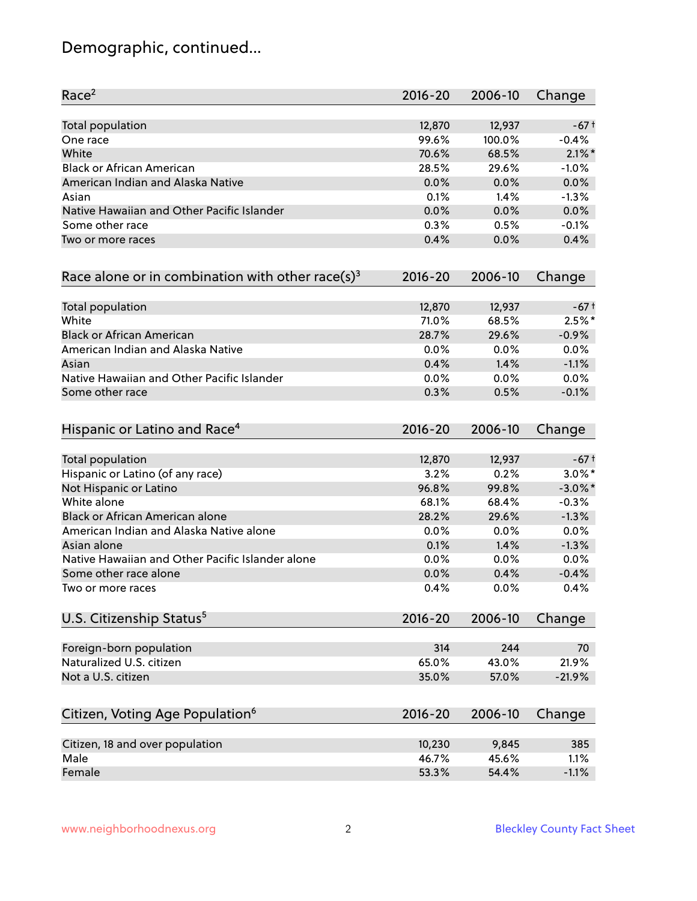## Demographic, continued...

| Race[2] | 2016-20 | 2006-10 | Change |
|---|---|---|---|
| Total population | 12,870 | 12,937 | -67† |
| One race | 99.6% | 100.0% | -0.4% |
| White | 70.6% | 68.5% | 2.1%* |
| Black or African American | 28.5% | 29.6% | -1.0% |
| American Indian and Alaska Native | 0.0% | 0.0% | 0.0% |
| Asian | 0.1% | 1.4% | -1.3% |
| Native Hawaiian and Other Pacific Islander | 0.0% | 0.0% | 0.0% |
| Some other race | 0.3% | 0.5% | -0.1% |
| Two or more races | 0.4% | 0.0% | 0.4% |

| Race alone or in combination with other race(s)[3] | 2016-20 | 2006-10 | Change |
|---|---|---|---|
| Total population | 12,870 | 12,937 | -67† |
| White | 71.0% | 68.5% | 2.5%* |
| Black or African American | 28.7% | 29.6% | -0.9% |
| American Indian and Alaska Native | 0.0% | 0.0% | 0.0% |
| Asian | 0.4% | 1.4% | -1.1% |
| Native Hawaiian and Other Pacific Islander | 0.0% | 0.0% | 0.0% |
| Some other race | 0.3% | 0.5% | -0.1% |

| Hispanic or Latino and Race[4] | 2016-20 | 2006-10 | Change |
|---|---|---|---|
| Total population | 12,870 | 12,937 | -67† |
| Hispanic or Latino (of any race) | 3.2% | 0.2% | 3.0%* |
| Not Hispanic or Latino | 96.8% | 99.8% | -3.0%* |
| White alone | 68.1% | 68.4% | -0.3% |
| Black or African American alone | 28.2% | 29.6% | -1.3% |
| American Indian and Alaska Native alone | 0.0% | 0.0% | 0.0% |
| Asian alone | 0.1% | 1.4% | -1.3% |
| Native Hawaiian and Other Pacific Islander alone | 0.0% | 0.0% | 0.0% |
| Some other race alone | 0.0% | 0.4% | -0.4% |
| Two or more races | 0.4% | 0.0% | 0.4% |

| U.S. Citizenship Status[5] | 2016-20 | 2006-10 | Change |
|---|---|---|---|
| Foreign-born population | 314 | 244 | 70 |
| Naturalized U.S. citizen | 65.0% | 43.0% | 21.9% |
| Not a U.S. citizen | 35.0% | 57.0% | -21.9% |

| Citizen, Voting Age Population[6] | 2016-20 | 2006-10 | Change |
|---|---|---|---|
| Citizen, 18 and over population | 10,230 | 9,845 | 385 |
| Male | 46.7% | 45.6% | 1.1% |
| Female | 53.3% | 54.4% | -1.1% |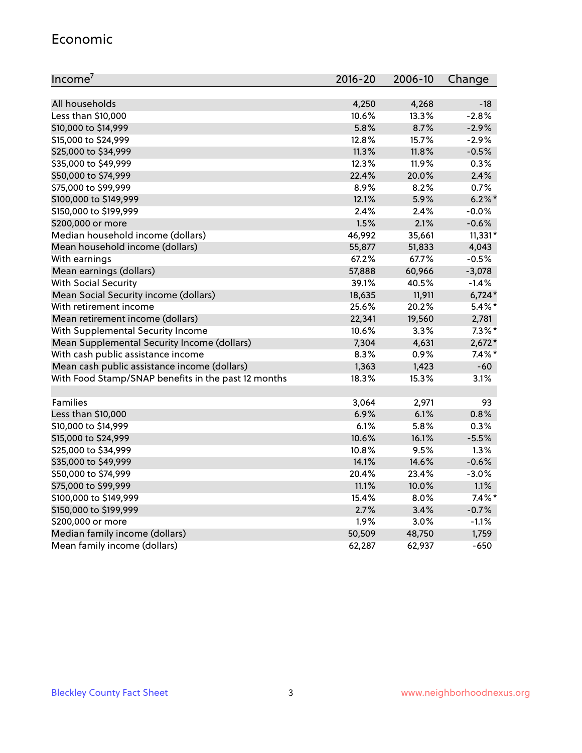## Economic

| Income[7] | 2016-20 | 2006-10 | Change |
|---|---|---|---|
| All households | 4,250 | 4,268 | -18 |
| Less than $10,000 | 10.6% | 13.3% | -2.8% |
| $10,000 to $14,999 | 5.8% | 8.7% | -2.9% |
| $15,000 to $24,999 | 12.8% | 15.7% | -2.9% |
| $25,000 to $34,999 | 11.3% | 11.8% | -0.5% |
| $35,000 to $49,999 | 12.3% | 11.9% | 0.3% |
| $50,000 to $74,999 | 22.4% | 20.0% | 2.4% |
| $75,000 to $99,999 | 8.9% | 8.2% | 0.7% |
| $100,000 to $149,999 | 12.1% | 5.9% | 6.2%* |
| $150,000 to $199,999 | 2.4% | 2.4% | -0.0% |
| $200,000 or more | 1.5% | 2.1% | -0.6% |
| Median household income (dollars) | 46,992 | 35,661 | 11,331* |
| Mean household income (dollars) | 55,877 | 51,833 | 4,043 |
| With earnings | 67.2% | 67.7% | -0.5% |
| Mean earnings (dollars) | 57,888 | 60,966 | -3,078 |
| With Social Security | 39.1% | 40.5% | -1.4% |
| Mean Social Security income (dollars) | 18,635 | 11,911 | 6,724* |
| With retirement income | 25.6% | 20.2% | 5.4%* |
| Mean retirement income (dollars) | 22,341 | 19,560 | 2,781 |
| With Supplemental Security Income | 10.6% | 3.3% | 7.3%* |
| Mean Supplemental Security Income (dollars) | 7,304 | 4,631 | 2,672* |
| With cash public assistance income | 8.3% | 0.9% | 7.4%* |
| Mean cash public assistance income (dollars) | 1,363 | 1,423 | -60 |
| With Food Stamp/SNAP benefits in the past 12 months | 18.3% | 15.3% | 3.1% |
| | | | |
| Families | 3,064 | 2,971 | 93 |
| Less than $10,000 | 6.9% | 6.1% | 0.8% |
| $10,000 to $14,999 | 6.1% | 5.8% | 0.3% |
| $15,000 to $24,999 | 10.6% | 16.1% | -5.5% |
| $25,000 to $34,999 | 10.8% | 9.5% | 1.3% |
| $35,000 to $49,999 | 14.1% | 14.6% | -0.6% |
| $50,000 to $74,999 | 20.4% | 23.4% | -3.0% |
| $75,000 to $99,999 | 11.1% | 10.0% | 1.1% |
| $100,000 to $149,999 | 15.4% | 8.0% | 7.4%* |
| $150,000 to $199,999 | 2.7% | 3.4% | -0.7% |
| $200,000 or more | 1.9% | 3.0% | -1.1% |
| Median family income (dollars) | 50,509 | 48,750 | 1,759 |
| Mean family income (dollars) | 62,287 | 62,937 | -650 |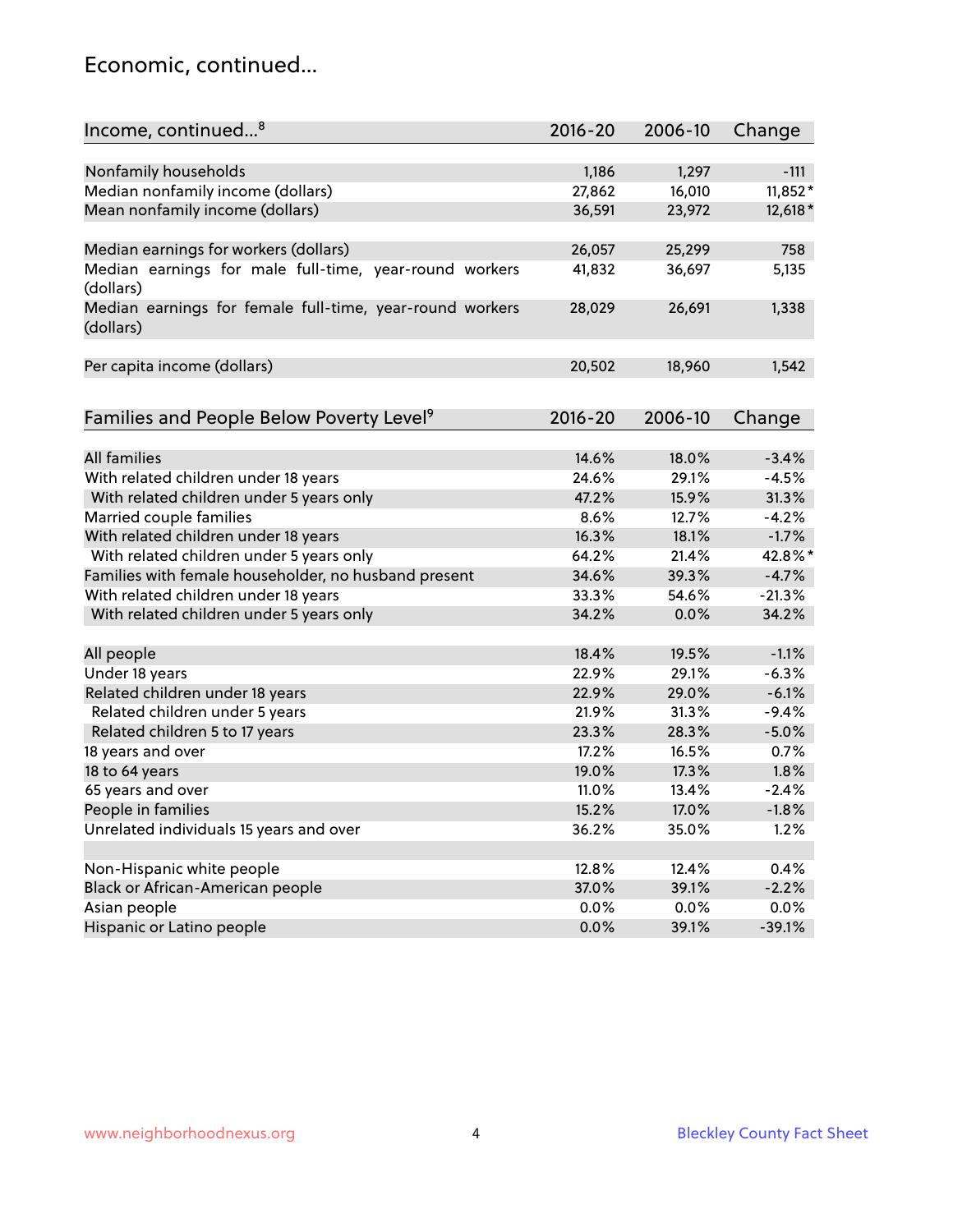## Economic, continued...

| Income, continued...[8] | 2016-20 | 2006-10 | Change |
|---|---|---|---|
| Nonfamily households | 1,186 | 1,297 | -111 |
| Median nonfamily income (dollars) | 27,862 | 16,010 | 11,852* |
| Mean nonfamily income (dollars) | 36,591 | 23,972 | 12,618* |
| Median earnings for workers (dollars) | 26,057 | 25,299 | 758 |
| Median earnings for male full-time, year-round workers (dollars) | 41,832 | 36,697 | 5,135 |
| Median earnings for female full-time, year-round workers (dollars) | 28,029 | 26,691 | 1,338 |
| Per capita income (dollars) | 20,502 | 18,960 | 1,542 |

| Families and People Below Poverty Level[9] | 2016-20 | 2006-10 | Change |
|---|---|---|---|
| All families | 14.6% | 18.0% | -3.4% |
| With related children under 18 years | 24.6% | 29.1% | -4.5% |
| With related children under 5 years only | 47.2% | 15.9% | 31.3% |
| Married couple families | 8.6% | 12.7% | -4.2% |
| With related children under 18 years | 16.3% | 18.1% | -1.7% |
| With related children under 5 years only | 64.2% | 21.4% | 42.8%* |
| Families with female householder, no husband present | 34.6% | 39.3% | -4.7% |
| With related children under 18 years | 33.3% | 54.6% | -21.3% |
| With related children under 5 years only | 34.2% | 0.0% | 34.2% |
| All people | 18.4% | 19.5% | -1.1% |
| Under 18 years | 22.9% | 29.1% | -6.3% |
| Related children under 18 years | 22.9% | 29.0% | -6.1% |
| Related children under 5 years | 21.9% | 31.3% | -9.4% |
| Related children 5 to 17 years | 23.3% | 28.3% | -5.0% |
| 18 years and over | 17.2% | 16.5% | 0.7% |
| 18 to 64 years | 19.0% | 17.3% | 1.8% |
| 65 years and over | 11.0% | 13.4% | -2.4% |
| People in families | 15.2% | 17.0% | -1.8% |
| Unrelated individuals 15 years and over | 36.2% | 35.0% | 1.2% |
| Non-Hispanic white people | 12.8% | 12.4% | 0.4% |
| Black or African-American people | 37.0% | 39.1% | -2.2% |
| Asian people | 0.0% | 0.0% | 0.0% |
| Hispanic or Latino people | 0.0% | 39.1% | -39.1% |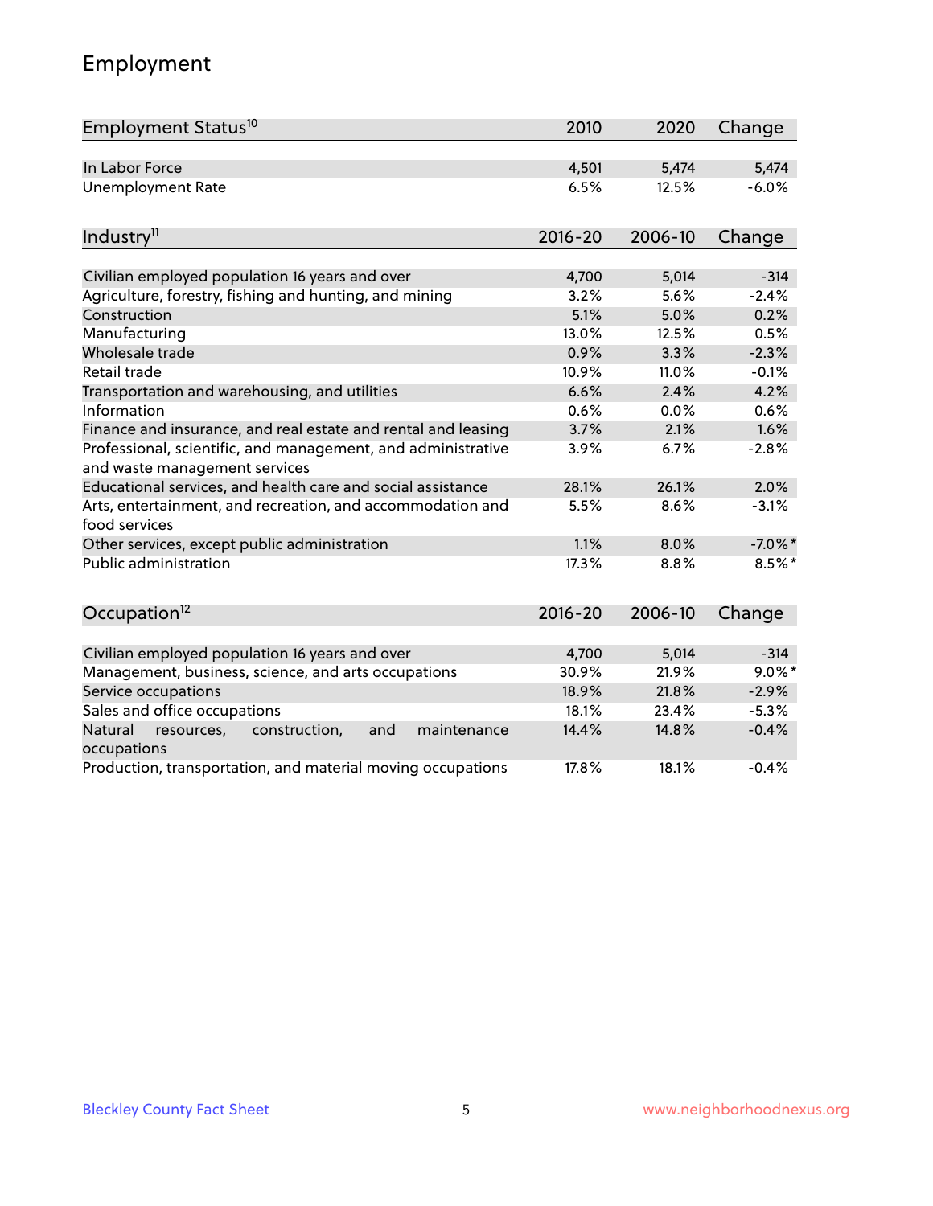## Employment

| Employment Status[10] | 2010 | 2020 | Change |
|---|---|---|---|
| In Labor Force | 4,501 | 5,474 | 5,474 |
| Unemployment Rate | 6.5% | 12.5% | -6.0% |

| Industry[11] | 2016-20 | 2006-10 | Change |
|---|---|---|---|
| Civilian employed population 16 years and over | 4,700 | 5,014 | -314 |
| Agriculture, forestry, fishing and hunting, and mining | 3.2% | 5.6% | -2.4% |
| Construction | 5.1% | 5.0% | 0.2% |
| Manufacturing | 13.0% | 12.5% | 0.5% |
| Wholesale trade | 0.9% | 3.3% | -2.3% |
| Retail trade | 10.9% | 11.0% | -0.1% |
| Transportation and warehousing, and utilities | 6.6% | 2.4% | 4.2% |
| Information | 0.6% | 0.0% | 0.6% |
| Finance and insurance, and real estate and rental and leasing | 3.7% | 2.1% | 1.6% |
| Professional, scientific, and management, and administrative and waste management services | 3.9% | 6.7% | -2.8% |
| Educational services, and health care and social assistance | 28.1% | 26.1% | 2.0% |
| Arts, entertainment, and recreation, and accommodation and food services | 5.5% | 8.6% | -3.1% |
| Other services, except public administration | 1.1% | 8.0% | -7.0%* |
| Public administration | 17.3% | 8.8% | 8.5%* |

| Occupation[12] | 2016-20 | 2006-10 | Change |
|---|---|---|---|
| Civilian employed population 16 years and over | 4,700 | 5,014 | -314 |
| Management, business, science, and arts occupations | 30.9% | 21.9% | 9.0%* |
| Service occupations | 18.9% | 21.8% | -2.9% |
| Sales and office occupations | 18.1% | 23.4% | -5.3% |
| Natural resources, construction, and maintenance occupations | 14.4% | 14.8% | -0.4% |
| Production, transportation, and material moving occupations | 17.8% | 18.1% | -0.4% |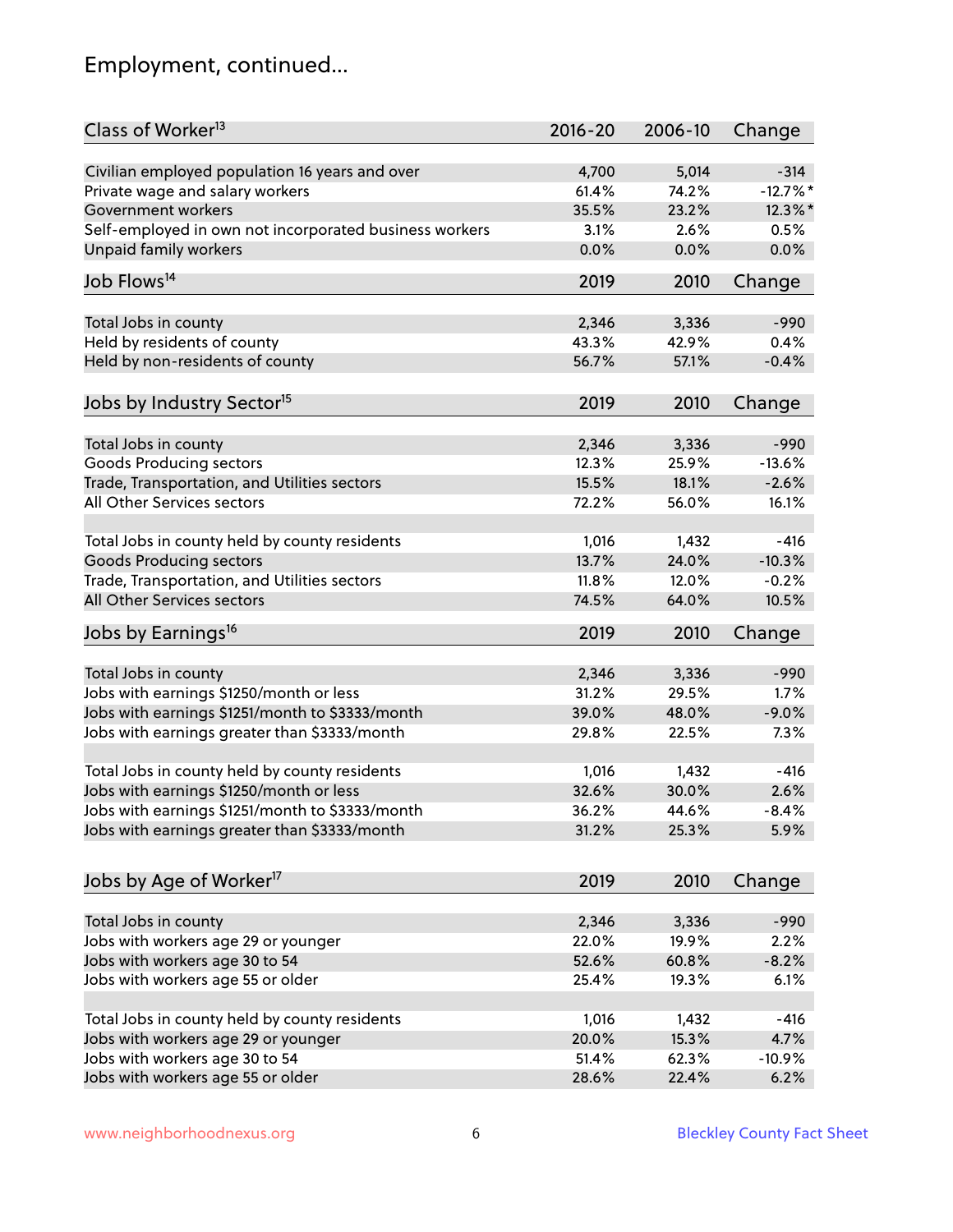# Employment, continued...

| Class of Worker[13] | 2016-20 | 2006-10 | Change |
|---|---|---|---|
| Civilian employed population 16 years and over | 4,700 | 5,014 | -314 |
| Private wage and salary workers | 61.4% | 74.2% | -12.7%* |
| Government workers | 35.5% | 23.2% | 12.3%* |
| Self-employed in own not incorporated business workers | 3.1% | 2.6% | 0.5% |
| Unpaid family workers | 0.0% | 0.0% | 0.0% |

| Job Flows[14] | 2019 | 2010 | Change |
|---|---|---|---|
| Total Jobs in county | 2,346 | 3,336 | -990 |
| Held by residents of county | 43.3% | 42.9% | 0.4% |
| Held by non-residents of county | 56.7% | 57.1% | -0.4% |

| Jobs by Industry Sector[15] | 2019 | 2010 | Change |
|---|---|---|---|
| Total Jobs in county | 2,346 | 3,336 | -990 |
| Goods Producing sectors | 12.3% | 25.9% | -13.6% |
| Trade, Transportation, and Utilities sectors | 15.5% | 18.1% | -2.6% |
| All Other Services sectors | 72.2% | 56.0% | 16.1% |
| | | | |
| Total Jobs in county held by county residents | 1,016 | 1,432 | -416 |
| Goods Producing sectors | 13.7% | 24.0% | -10.3% |
| Trade, Transportation, and Utilities sectors | 11.8% | 12.0% | -0.2% |
| All Other Services sectors | 74.5% | 64.0% | 10.5% |

| Jobs by Earnings[16] | 2019 | 2010 | Change |
|---|---|---|---|
| Total Jobs in county | 2,346 | 3,336 | -990 |
| Jobs with earnings $1250/month or less | 31.2% | 29.5% | 1.7% |
| Jobs with earnings $1251/month to $3333/month | 39.0% | 48.0% | -9.0% |
| Jobs with earnings greater than $3333/month | 29.8% | 22.5% | 7.3% |
| | | | |
| Total Jobs in county held by county residents | 1,016 | 1,432 | -416 |
| Jobs with earnings $1250/month or less | 32.6% | 30.0% | 2.6% |
| Jobs with earnings $1251/month to $3333/month | 36.2% | 44.6% | -8.4% |
| Jobs with earnings greater than $3333/month | 31.2% | 25.3% | 5.9% |

| Jobs by Age of Worker[17] | 2019 | 2010 | Change |
|---|---|---|---|
| Total Jobs in county | 2,346 | 3,336 | -990 |
| Jobs with workers age 29 or younger | 22.0% | 19.9% | 2.2% |
| Jobs with workers age 30 to 54 | 52.6% | 60.8% | -8.2% |
| Jobs with workers age 55 or older | 25.4% | 19.3% | 6.1% |
| | | | |
| Total Jobs in county held by county residents | 1,016 | 1,432 | -416 |
| Jobs with workers age 29 or younger | 20.0% | 15.3% | 4.7% |
| Jobs with workers age 30 to 54 | 51.4% | 62.3% | -10.9% |
| Jobs with workers age 55 or older | 28.6% | 22.4% | 6.2% |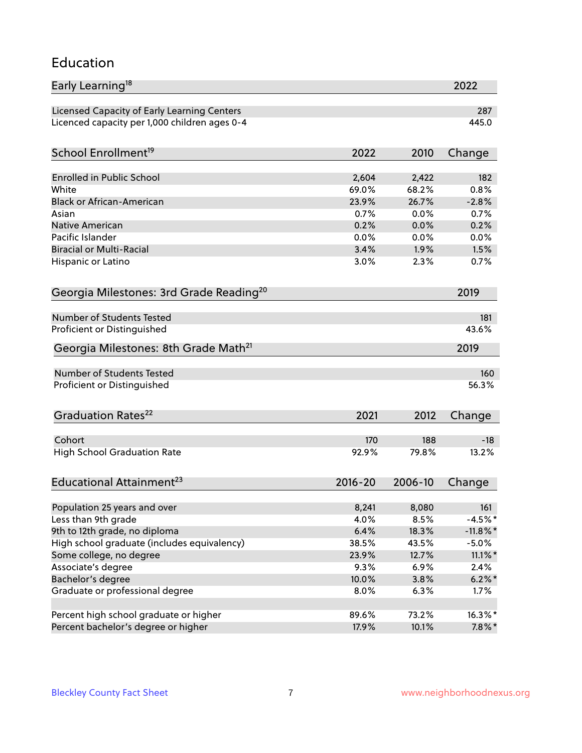## Education

| Early Learning[18] | 2022 |
|---|---|
| Licensed Capacity of Early Learning Centers | 287 |
| Licenced capacity per 1,000 children ages 0-4 | 445.0 |

| School Enrollment[19] | 2022 | 2010 | Change |
|---|---|---|---|
| Enrolled in Public School | 2,604 | 2,422 | 182 |
| White | 69.0% | 68.2% | 0.8% |
| Black or African-American | 23.9% | 26.7% | -2.8% |
| Asian | 0.7% | 0.0% | 0.7% |
| Native American | 0.2% | 0.0% | 0.2% |
| Pacific Islander | 0.0% | 0.0% | 0.0% |
| Biracial or Multi-Racial | 3.4% | 1.9% | 1.5% |
| Hispanic or Latino | 3.0% | 2.3% | 0.7% |

| Georgia Milestones: 3rd Grade Reading[20] | 2019 |
|---|---|
| Number of Students Tested | 181 |
| Proficient or Distinguished | 43.6% |

| Georgia Milestones: 8th Grade Math[21] | 2019 |
|---|---|
| Number of Students Tested | 160 |
| Proficient or Distinguished | 56.3% |

| Graduation Rates[22] | 2021 | 2012 | Change |
|---|---|---|---|
| Cohort | 170 | 188 | -18 |
| High School Graduation Rate | 92.9% | 79.8% | 13.2% |

| Educational Attainment[23] | 2016-20 | 2006-10 | Change |
|---|---|---|---|
| Population 25 years and over | 8,241 | 8,080 | 161 |
| Less than 9th grade | 4.0% | 8.5% | -4.5%* |
| 9th to 12th grade, no diploma | 6.4% | 18.3% | -11.8%* |
| High school graduate (includes equivalency) | 38.5% | 43.5% | -5.0% |
| Some college, no degree | 23.9% | 12.7% | 11.1%* |
| Associate's degree | 9.3% | 6.9% | 2.4% |
| Bachelor's degree | 10.0% | 3.8% | 6.2%* |
| Graduate or professional degree | 8.0% | 6.3% | 1.7% |
| | | | |
| Percent high school graduate or higher | 89.6% | 73.2% | 16.3%* |
| Percent bachelor's degree or higher | 17.9% | 10.1% | 7.8%* |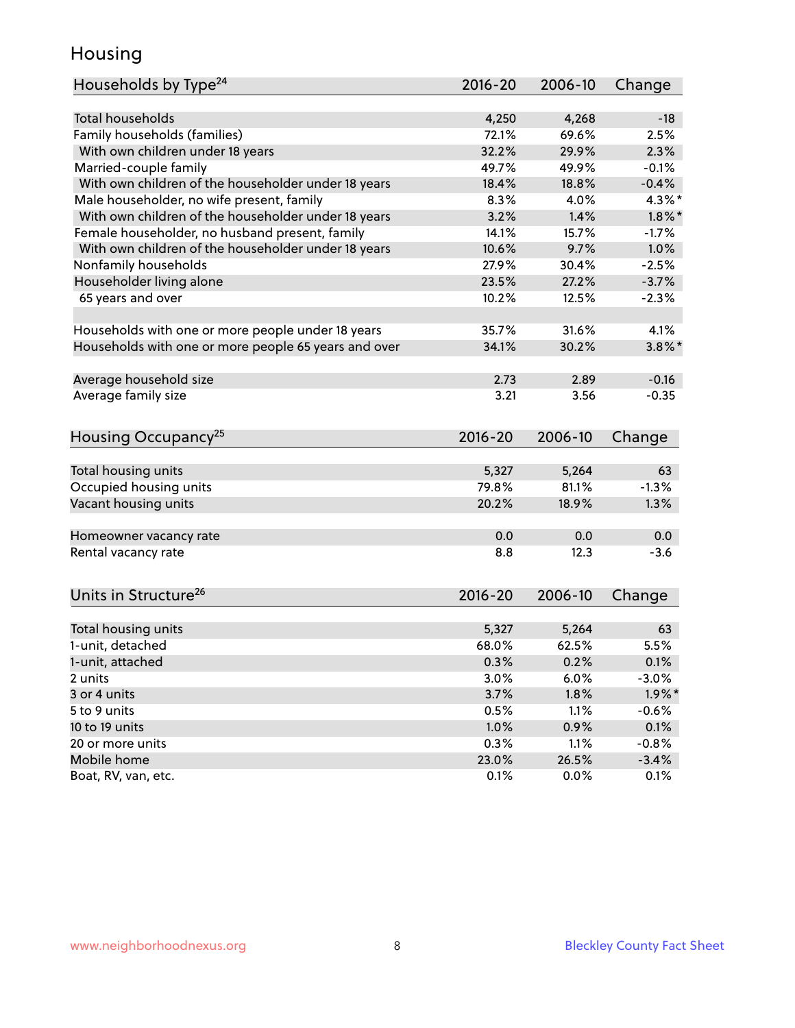## Housing

| Households by Type[24] | 2016-20 | 2006-10 | Change |
|---|---|---|---|
| Total households | 4,250 | 4,268 | -18 |
| Family households (families) | 72.1% | 69.6% | 2.5% |
| With own children under 18 years | 32.2% | 29.9% | 2.3% |
| Married-couple family | 49.7% | 49.9% | -0.1% |
| With own children of the householder under 18 years | 18.4% | 18.8% | -0.4% |
| Male householder, no wife present, family | 8.3% | 4.0% | 4.3%* |
| With own children of the householder under 18 years | 3.2% | 1.4% | 1.8%* |
| Female householder, no husband present, family | 14.1% | 15.7% | -1.7% |
| With own children of the householder under 18 years | 10.6% | 9.7% | 1.0% |
| Nonfamily households | 27.9% | 30.4% | -2.5% |
| Householder living alone | 23.5% | 27.2% | -3.7% |
| 65 years and over | 10.2% | 12.5% | -2.3% |
| | | | |
| Households with one or more people under 18 years | 35.7% | 31.6% | 4.1% |
| Households with one or more people 65 years and over | 34.1% | 30.2% | 3.8%* |
| | | | |
| Average household size | 2.73 | 2.89 | -0.16 |
| Average family size | 3.21 | 3.56 | -0.35 |

| Housing Occupancy[25] | 2016-20 | 2006-10 | Change |
|---|---|---|---|
| Total housing units | 5,327 | 5,264 | 63 |
| Occupied housing units | 79.8% | 81.1% | -1.3% |
| Vacant housing units | 20.2% | 18.9% | 1.3% |
| | | | |
| Homeowner vacancy rate | 0.0 | 0.0 | 0.0 |
| Rental vacancy rate | 8.8 | 12.3 | -3.6 |

| Units in Structure[26] | 2016-20 | 2006-10 | Change |
|---|---|---|---|
| Total housing units | 5,327 | 5,264 | 63 |
| 1-unit, detached | 68.0% | 62.5% | 5.5% |
| 1-unit, attached | 0.3% | 0.2% | 0.1% |
| 2 units | 3.0% | 6.0% | -3.0% |
| 3 or 4 units | 3.7% | 1.8% | 1.9%* |
| 5 to 9 units | 0.5% | 1.1% | -0.6% |
| 10 to 19 units | 1.0% | 0.9% | 0.1% |
| 20 or more units | 0.3% | 1.1% | -0.8% |
| Mobile home | 23.0% | 26.5% | -3.4% |
| Boat, RV, van, etc. | 0.1% | 0.0% | 0.1% |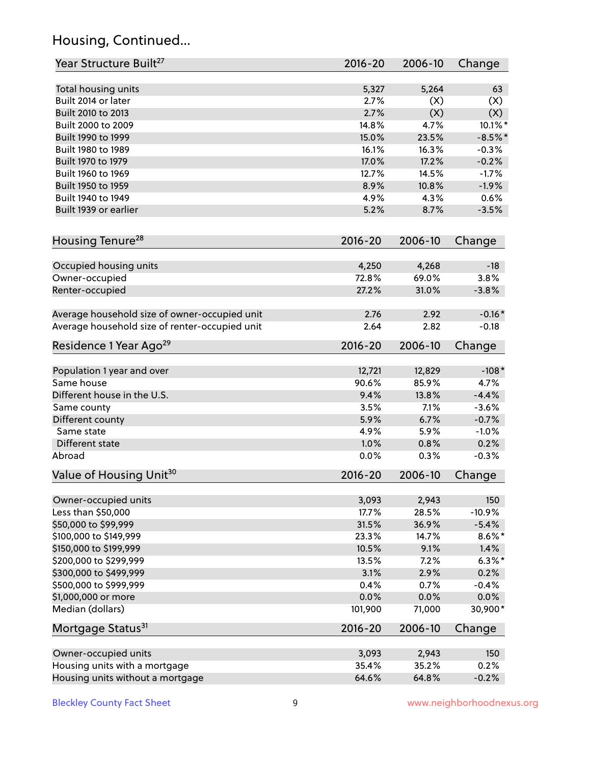## Housing, Continued...

| Year Structure Built[27] | 2016-20 | 2006-10 | Change |
|---|---|---|---|
| Total housing units | 5,327 | 5,264 | 63 |
| Built 2014 or later | 2.7% | (X) | (X) |
| Built 2010 to 2013 | 2.7% | (X) | (X) |
| Built 2000 to 2009 | 14.8% | 4.7% | 10.1%* |
| Built 1990 to 1999 | 15.0% | 23.5% | -8.5%* |
| Built 1980 to 1989 | 16.1% | 16.3% | -0.3% |
| Built 1970 to 1979 | 17.0% | 17.2% | -0.2% |
| Built 1960 to 1969 | 12.7% | 14.5% | -1.7% |
| Built 1950 to 1959 | 8.9% | 10.8% | -1.9% |
| Built 1940 to 1949 | 4.9% | 4.3% | 0.6% |
| Built 1939 or earlier | 5.2% | 8.7% | -3.5% |

| Housing Tenure[28] | 2016-20 | 2006-10 | Change |
|---|---|---|---|
| Occupied housing units | 4,250 | 4,268 | -18 |
| Owner-occupied | 72.8% | 69.0% | 3.8% |
| Renter-occupied | 27.2% | 31.0% | -3.8% |
| Average household size of owner-occupied unit | 2.76 | 2.92 | -0.16* |
| Average household size of renter-occupied unit | 2.64 | 2.82 | -0.18 |

| Residence 1 Year Ago[29] | 2016-20 | 2006-10 | Change |
|---|---|---|---|
| Population 1 year and over | 12,721 | 12,829 | -108* |
| Same house | 90.6% | 85.9% | 4.7% |
| Different house in the U.S. | 9.4% | 13.8% | -4.4% |
| Same county | 3.5% | 7.1% | -3.6% |
| Different county | 5.9% | 6.7% | -0.7% |
| Same state | 4.9% | 5.9% | -1.0% |
| Different state | 1.0% | 0.8% | 0.2% |
| Abroad | 0.0% | 0.3% | -0.3% |

| Value of Housing Unit[30] | 2016-20 | 2006-10 | Change |
|---|---|---|---|
| Owner-occupied units | 3,093 | 2,943 | 150 |
| Less than $50,000 | 17.7% | 28.5% | -10.9% |
| $50,000 to $99,999 | 31.5% | 36.9% | -5.4% |
| $100,000 to $149,999 | 23.3% | 14.7% | 8.6%* |
| $150,000 to $199,999 | 10.5% | 9.1% | 1.4% |
| $200,000 to $299,999 | 13.5% | 7.2% | 6.3%* |
| $300,000 to $499,999 | 3.1% | 2.9% | 0.2% |
| $500,000 to $999,999 | 0.4% | 0.7% | -0.4% |
| $1,000,000 or more | 0.0% | 0.0% | 0.0% |
| Median (dollars) | 101,900 | 71,000 | 30,900* |

| Mortgage Status[31] | 2016-20 | 2006-10 | Change |
|---|---|---|---|
| Owner-occupied units | 3,093 | 2,943 | 150 |
| Housing units with a mortgage | 35.4% | 35.2% | 0.2% |
| Housing units without a mortgage | 64.6% | 64.8% | -0.2% |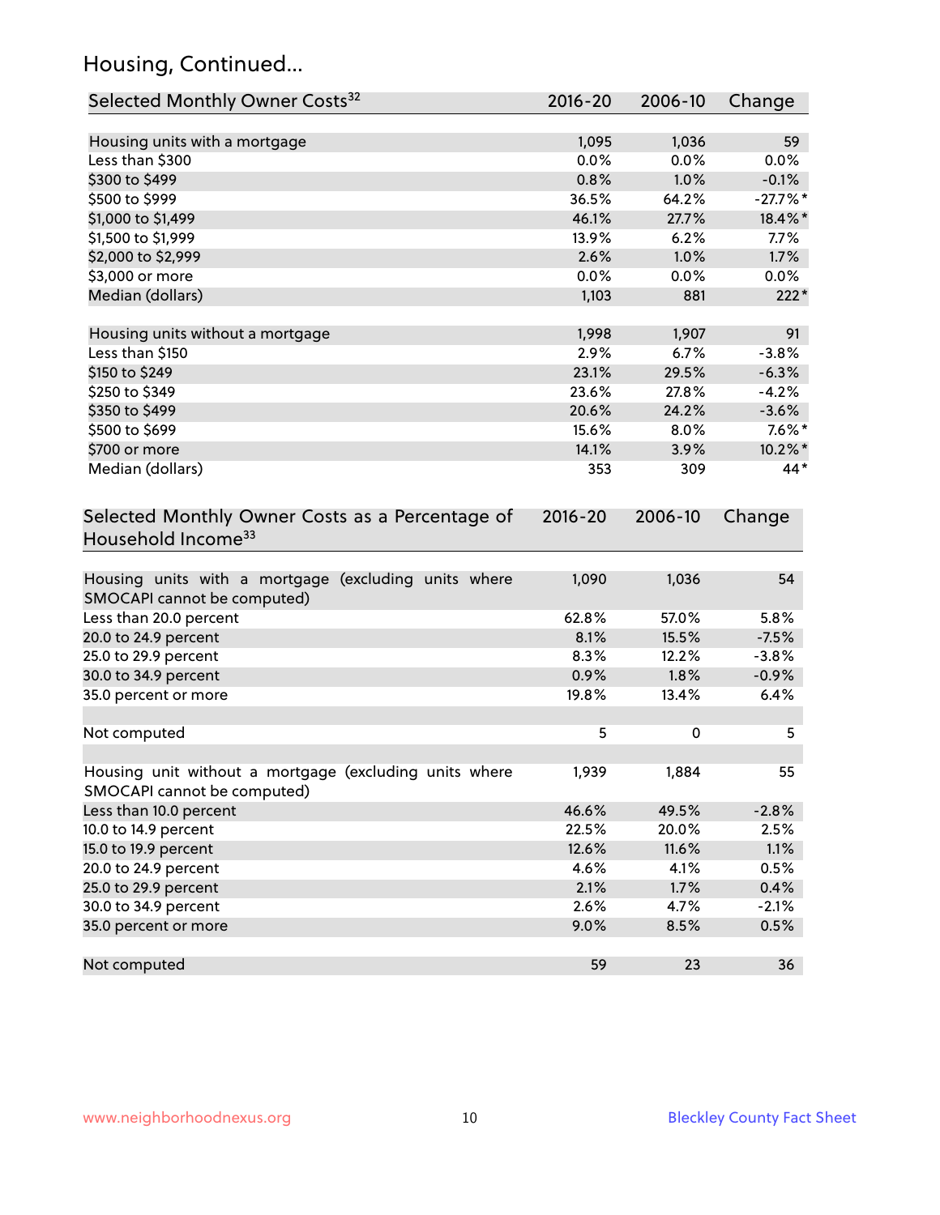## Housing, Continued...

| Selected Monthly Owner Costs[32] | 2016-20 | 2006-10 | Change |
|---|---|---|---|
| Housing units with a mortgage | 1,095 | 1,036 | 59 |
| Less than $300 | 0.0% | 0.0% | 0.0% |
| $300 to $499 | 0.8% | 1.0% | -0.1% |
| $500 to $999 | 36.5% | 64.2% | -27.7%* |
| $1,000 to $1,499 | 46.1% | 27.7% | 18.4%* |
| $1,500 to $1,999 | 13.9% | 6.2% | 7.7% |
| $2,000 to $2,999 | 2.6% | 1.0% | 1.7% |
| $3,000 or more | 0.0% | 0.0% | 0.0% |
| Median (dollars) | 1,103 | 881 | 222* |
| Housing units without a mortgage | 1,998 | 1,907 | 91 |
| Less than $150 | 2.9% | 6.7% | -3.8% |
| $150 to $249 | 23.1% | 29.5% | -6.3% |
| $250 to $349 | 23.6% | 27.8% | -4.2% |
| $350 to $499 | 20.6% | 24.2% | -3.6% |
| $500 to $699 | 15.6% | 8.0% | 7.6%* |
| $700 or more | 14.1% | 3.9% | 10.2%* |
| Median (dollars) | 353 | 309 | 44* |

| Selected Monthly Owner Costs as a Percentage of Household Income[33] | 2016-20 | 2006-10 | Change |
|---|---|---|---|
| Housing units with a mortgage (excluding units where SMOCAPI cannot be computed) | 1,090 | 1,036 | 54 |
| Less than 20.0 percent | 62.8% | 57.0% | 5.8% |
| 20.0 to 24.9 percent | 8.1% | 15.5% | -7.5% |
| 25.0 to 29.9 percent | 8.3% | 12.2% | -3.8% |
| 30.0 to 34.9 percent | 0.9% | 1.8% | -0.9% |
| 35.0 percent or more | 19.8% | 13.4% | 6.4% |
| Not computed | 5 | 0 | 5 |
| Housing unit without a mortgage (excluding units where SMOCAPI cannot be computed) | 1,939 | 1,884 | 55 |
| Less than 10.0 percent | 46.6% | 49.5% | -2.8% |
| 10.0 to 14.9 percent | 22.5% | 20.0% | 2.5% |
| 15.0 to 19.9 percent | 12.6% | 11.6% | 1.1% |
| 20.0 to 24.9 percent | 4.6% | 4.1% | 0.5% |
| 25.0 to 29.9 percent | 2.1% | 1.7% | 0.4% |
| 30.0 to 34.9 percent | 2.6% | 4.7% | -2.1% |
| 35.0 percent or more | 9.0% | 8.5% | 0.5% |
| Not computed | 59 | 23 | 36 |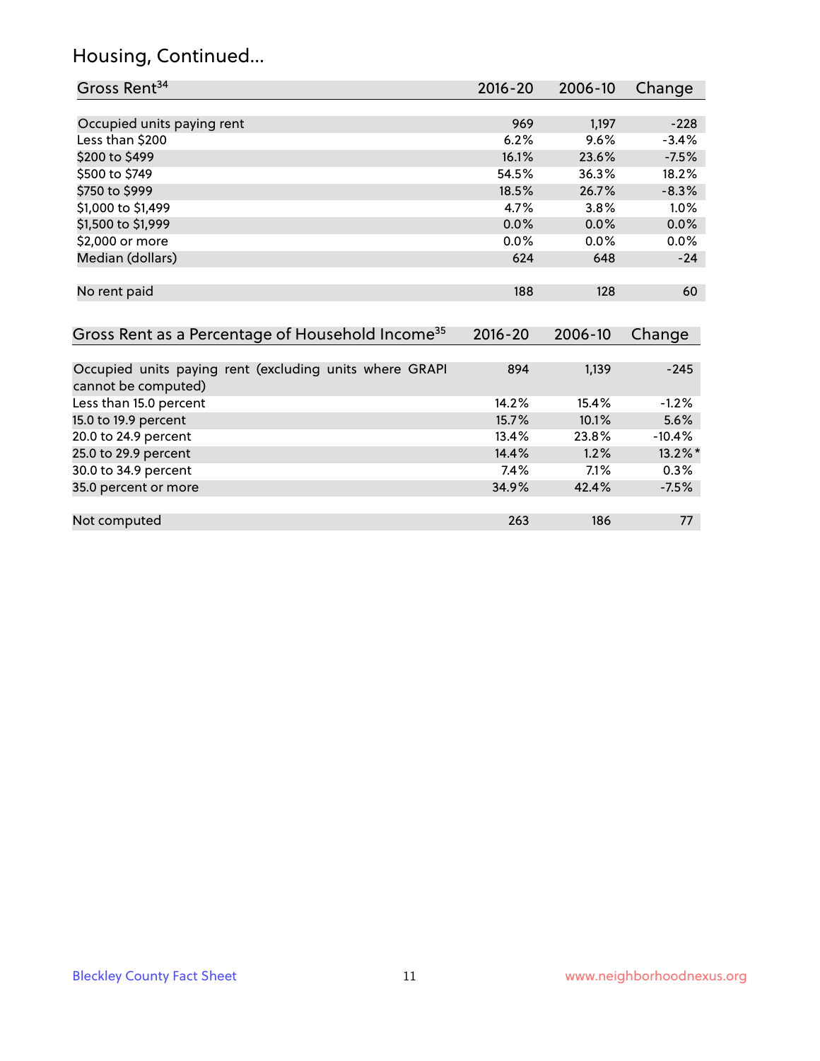## Housing, Continued...

| Gross Rent[34] | 2016-20 | 2006-10 | Change |
|---|---|---|---|
| Occupied units paying rent | 969 | 1,197 | -228 |
| Less than $200 | 6.2% | 9.6% | -3.4% |
| $200 to $499 | 16.1% | 23.6% | -7.5% |
| $500 to $749 | 54.5% | 36.3% | 18.2% |
| $750 to $999 | 18.5% | 26.7% | -8.3% |
| $1,000 to $1,499 | 4.7% | 3.8% | 1.0% |
| $1,500 to $1,999 | 0.0% | 0.0% | 0.0% |
| $2,000 or more | 0.0% | 0.0% | 0.0% |
| Median (dollars) | 624 | 648 | -24 |
| No rent paid | 188 | 128 | 60 |

| Gross Rent as a Percentage of Household Income[35] | 2016-20 | 2006-10 | Change |
|---|---|---|---|
| Occupied units paying rent (excluding units where GRAPI cannot be computed) | 894 | 1,139 | -245 |
| Less than 15.0 percent | 14.2% | 15.4% | -1.2% |
| 15.0 to 19.9 percent | 15.7% | 10.1% | 5.6% |
| 20.0 to 24.9 percent | 13.4% | 23.8% | -10.4% |
| 25.0 to 29.9 percent | 14.4% | 1.2% | 13.2%* |
| 30.0 to 34.9 percent | 7.4% | 7.1% | 0.3% |
| 35.0 percent or more | 34.9% | 42.4% | -7.5% |
| Not computed | 263 | 186 | 77 |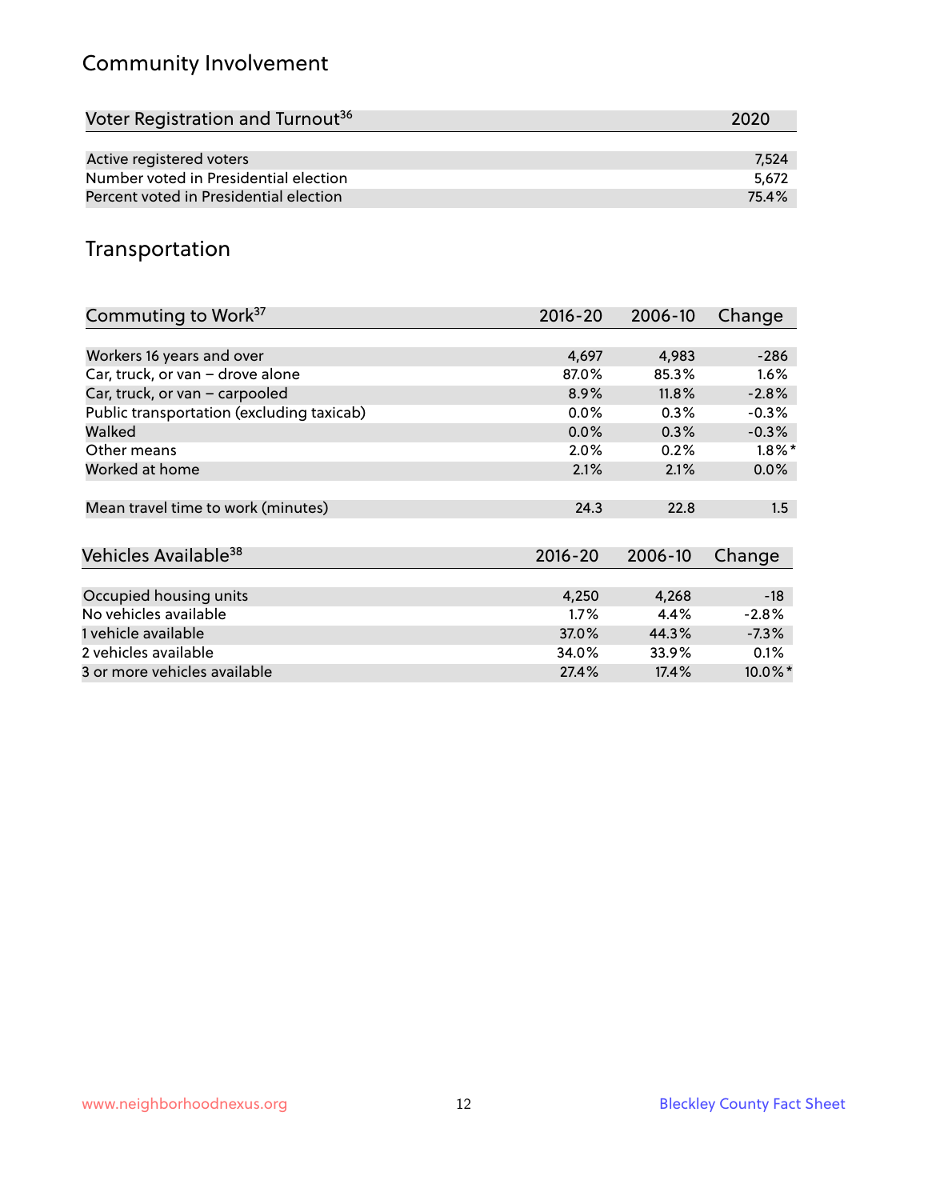## Community Involvement

| Voter Registration and Turnout[36] | 2020 |
|---|---|
| Active registered voters | 7,524 |
| Number voted in Presidential election | 5,672 |
| Percent voted in Presidential election | 75.4% |

## Transportation

| Commuting to Work[37] | 2016-20 | 2006-10 | Change |
|---|---|---|---|
| Workers 16 years and over | 4,697 | 4,983 | -286 |
| Car, truck, or van – drove alone | 87.0% | 85.3% | 1.6% |
| Car, truck, or van – carpooled | 8.9% | 11.8% | -2.8% |
| Public transportation (excluding taxicab) | 0.0% | 0.3% | -0.3% |
| Walked | 0.0% | 0.3% | -0.3% |
| Other means | 2.0% | 0.2% | 1.8%* |
| Worked at home | 2.1% | 2.1% | 0.0% |
| Mean travel time to work (minutes) | 24.3 | 22.8 | 1.5 |

| Vehicles Available[38] | 2016-20 | 2006-10 | Change |
|---|---|---|---|
| Occupied housing units | 4,250 | 4,268 | -18 |
| No vehicles available | 1.7% | 4.4% | -2.8% |
| 1 vehicle available | 37.0% | 44.3% | -7.3% |
| 2 vehicles available | 34.0% | 33.9% | 0.1% |
| 3 or more vehicles available | 27.4% | 17.4% | 10.0%* |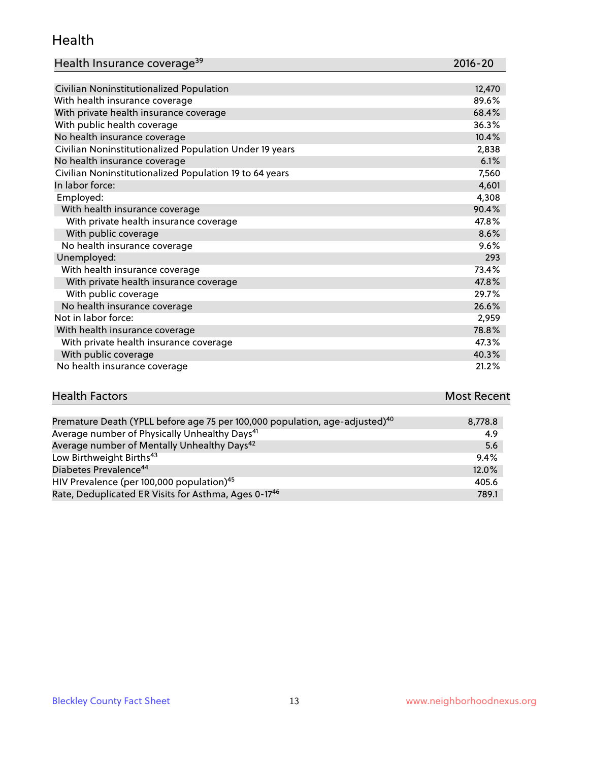## Health

| Health Insurance coverage[39] | 2016-20 |
| --- | --- |
| Civilian Noninstitutionalized Population | 12,470 |
| With health insurance coverage | 89.6% |
| With private health insurance coverage | 68.4% |
| With public health coverage | 36.3% |
| No health insurance coverage | 10.4% |
| Civilian Noninstitutionalized Population Under 19 years | 2,838 |
| No health insurance coverage | 6.1% |
| Civilian Noninstitutionalized Population 19 to 64 years | 7,560 |
| In labor force: | 4,601 |
| Employed: | 4,308 |
| With health insurance coverage | 90.4% |
| With private health insurance coverage | 47.8% |
| With public coverage | 8.6% |
| No health insurance coverage | 9.6% |
| Unemployed: | 293 |
| With health insurance coverage | 73.4% |
| With private health insurance coverage | 47.8% |
| With public coverage | 29.7% |
| No health insurance coverage | 26.6% |
| Not in labor force: | 2,959 |
| With health insurance coverage | 78.8% |
| With private health insurance coverage | 47.3% |
| With public coverage | 40.3% |
| No health insurance coverage | 21.2% |

| Health Factors | Most Recent |
| --- | --- |
| Premature Death (YPLL before age 75 per 100,000 population, age-adjusted)[40] | 8,778.8 |
| Average number of Physically Unhealthy Days[41] | 4.9 |
| Average number of Mentally Unhealthy Days[42] | 5.6 |
| Low Birthweight Births[43] | 9.4% |
| Diabetes Prevalence[44] | 12.0% |
| HIV Prevalence (per 100,000 population)[45] | 405.6 |
| Rate, Deduplicated ER Visits for Asthma, Ages 0-17[46] | 789.1 |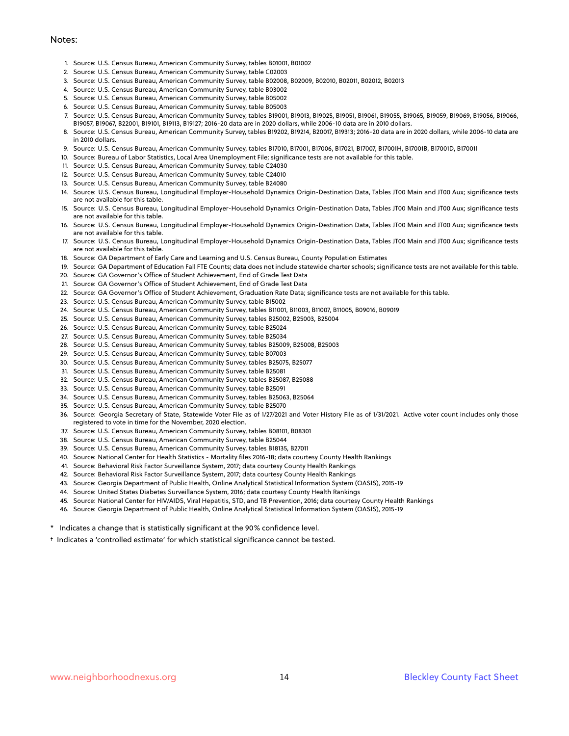Notes:

1. Source: U.S. Census Bureau, American Community Survey, tables B01001, B01002
2. Source: U.S. Census Bureau, American Community Survey, table C02003
3. Source: U.S. Census Bureau, American Community Survey, table B02008, B02009, B02010, B02011, B02012, B02013
4. Source: U.S. Census Bureau, American Community Survey, table B03002
5. Source: U.S. Census Bureau, American Community Survey, table B05002
6. Source: U.S. Census Bureau, American Community Survey, table B05003
7. Source: U.S. Census Bureau, American Community Survey, tables B19001, B19013, B19025, B19051, B19061, B19055, B19065, B19059, B19069, B19056, B19066, B19057, B19067, B22001, B19101, B19113, B19127; 2016-20 data are in 2020 dollars, while 2006-10 data are in 2010 dollars.
8. Source: U.S. Census Bureau, American Community Survey, tables B19202, B19214, B20017, B19313; 2016-20 data are in 2020 dollars, while 2006-10 data are in 2010 dollars.
9. Source: U.S. Census Bureau, American Community Survey, tables B17010, B17001, B17006, B17021, B17007, B17001H, B17001B, B17001D, B17001I
10. Source: Bureau of Labor Statistics, Local Area Unemployment File; significance tests are not available for this table.
11. Source: U.S. Census Bureau, American Community Survey, table C24030
12. Source: U.S. Census Bureau, American Community Survey, table C24010
13. Source: U.S. Census Bureau, American Community Survey, table B24080
14. Source: U.S. Census Bureau, Longitudinal Employer-Household Dynamics Origin-Destination Data, Tables JT00 Main and JT00 Aux; significance tests are not available for this table.
15. Source: U.S. Census Bureau, Longitudinal Employer-Household Dynamics Origin-Destination Data, Tables JT00 Main and JT00 Aux; significance tests are not available for this table.
16. Source: U.S. Census Bureau, Longitudinal Employer-Household Dynamics Origin-Destination Data, Tables JT00 Main and JT00 Aux; significance tests are not available for this table.
17. Source: U.S. Census Bureau, Longitudinal Employer-Household Dynamics Origin-Destination Data, Tables JT00 Main and JT00 Aux; significance tests are not available for this table.
18. Source: GA Department of Early Care and Learning and U.S. Census Bureau, County Population Estimates
19. Source: GA Department of Education Fall FTE Counts; data does not include statewide charter schools; significance tests are not available for this table.
20. Source: GA Governor's Office of Student Achievement, End of Grade Test Data
21. Source: GA Governor's Office of Student Achievement, End of Grade Test Data
22. Source: GA Governor's Office of Student Achievement, Graduation Rate Data; significance tests are not available for this table.
23. Source: U.S. Census Bureau, American Community Survey, table B15002
24. Source: U.S. Census Bureau, American Community Survey, tables B11001, B11003, B11007, B11005, B09016, B09019
25. Source: U.S. Census Bureau, American Community Survey, tables B25002, B25003, B25004
26. Source: U.S. Census Bureau, American Community Survey, table B25024
27. Source: U.S. Census Bureau, American Community Survey, table B25034
28. Source: U.S. Census Bureau, American Community Survey, tables B25009, B25008, B25003
29. Source: U.S. Census Bureau, American Community Survey, table B07003
30. Source: U.S. Census Bureau, American Community Survey, tables B25075, B25077
31. Source: U.S. Census Bureau, American Community Survey, table B25081
32. Source: U.S. Census Bureau, American Community Survey, tables B25087, B25088
33. Source: U.S. Census Bureau, American Community Survey, table B25091
34. Source: U.S. Census Bureau, American Community Survey, tables B25063, B25064
35. Source: U.S. Census Bureau, American Community Survey, table B25070
36. Source: Georgia Secretary of State, Statewide Voter File as of 1/27/2021 and Voter History File as of 1/31/2021. Active voter count includes only those registered to vote in time for the November, 2020 election.
37. Source: U.S. Census Bureau, American Community Survey, tables B08101, B08301
38. Source: U.S. Census Bureau, American Community Survey, table B25044
39. Source: U.S. Census Bureau, American Community Survey, tables B18135, B27011
40. Source: National Center for Health Statistics - Mortality files 2016-18; data courtesy County Health Rankings
41. Source: Behavioral Risk Factor Surveillance System, 2017; data courtesy County Health Rankings
42. Source: Behavioral Risk Factor Surveillance System, 2017; data courtesy County Health Rankings
43. Source: Georgia Department of Public Health, Online Analytical Statistical Information System (OASIS), 2015-19
44. Source: United States Diabetes Surveillance System, 2016; data courtesy County Health Rankings
45. Source: National Center for HIV/AIDS, Viral Hepatitis, STD, and TB Prevention, 2016; data courtesy County Health Rankings
46. Source: Georgia Department of Public Health, Online Analytical Statistical Information System (OASIS), 2015-19

\* Indicates a change that is statistically significant at the 90% confidence level.

† Indicates a 'controlled estimate' for which statistical significance cannot be tested.